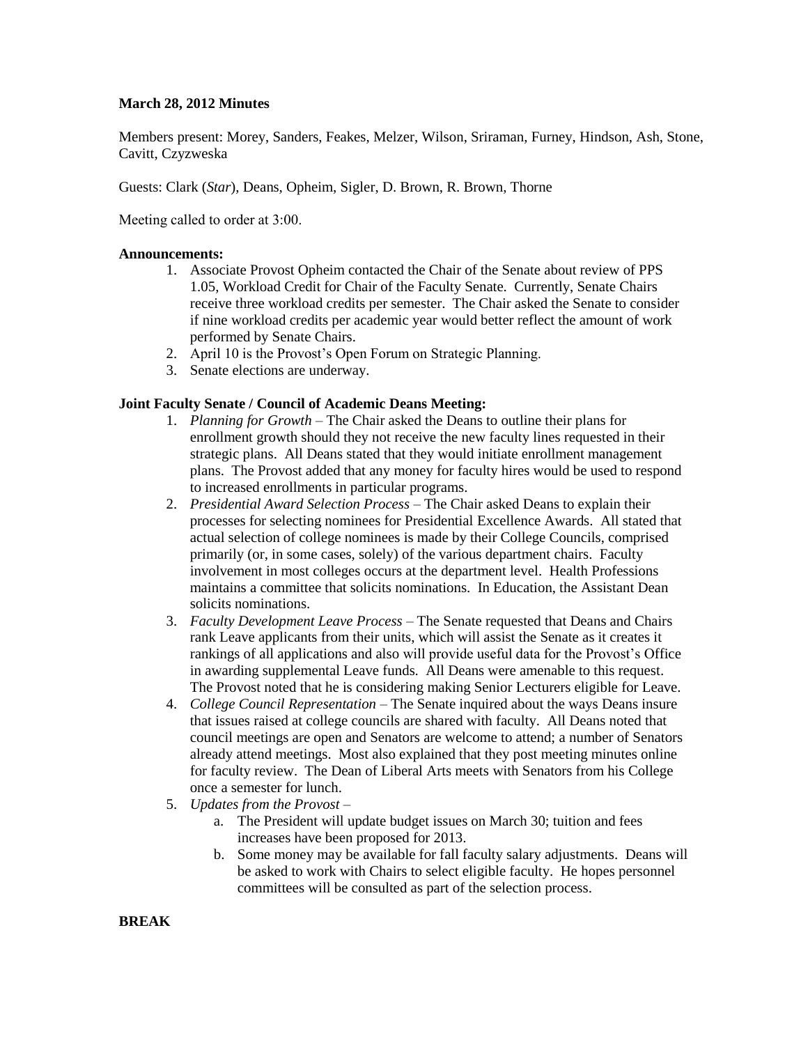**March 28, 2012 Minutes**

Members present: Morey, Sanders, Feakes, Melzer, Wilson, Sriraman, Furney, Hindson, Ash, Stone, Cavitt, Czyzweska

Guests: Clark (*Star*), Deans, Opheim, Sigler, D. Brown, R. Brown, Thorne

Meeting called to order at 3:00.

**Announcements:**

1. Associate Provost Opheim contacted the Chair of the Senate about review of PPS 1.05, Workload Credit for Chair of the Faculty Senate. Currently, Senate Chairs receive three workload credits per semester. The Chair asked the Senate to consider if nine workload credits per academic year would better reflect the amount of work performed by Senate Chairs.
2. April 10 is the Provost's Open Forum on Strategic Planning.
3. Senate elections are underway.

**Joint Faculty Senate / Council of Academic Deans Meeting:**

1. *Planning for Growth* – The Chair asked the Deans to outline their plans for enrollment growth should they not receive the new faculty lines requested in their strategic plans. All Deans stated that they would initiate enrollment management plans. The Provost added that any money for faculty hires would be used to respond to increased enrollments in particular programs.
2. *Presidential Award Selection Process* – The Chair asked Deans to explain their processes for selecting nominees for Presidential Excellence Awards. All stated that actual selection of college nominees is made by their College Councils, comprised primarily (or, in some cases, solely) of the various department chairs. Faculty involvement in most colleges occurs at the department level. Health Professions maintains a committee that solicits nominations. In Education, the Assistant Dean solicits nominations.
3. *Faculty Development Leave Process* – The Senate requested that Deans and Chairs rank Leave applicants from their units, which will assist the Senate as it creates it rankings of all applications and also will provide useful data for the Provost's Office in awarding supplemental Leave funds. All Deans were amenable to this request. The Provost noted that he is considering making Senior Lecturers eligible for Leave.
4. *College Council Representation* – The Senate inquired about the ways Deans insure that issues raised at college councils are shared with faculty. All Deans noted that council meetings are open and Senators are welcome to attend; a number of Senators already attend meetings. Most also explained that they post meeting minutes online for faculty review. The Dean of Liberal Arts meets with Senators from his College once a semester for lunch.
5. *Updates from the Provost* –
   a. The President will update budget issues on March 30; tuition and fees increases have been proposed for 2013.
   b. Some money may be available for fall faculty salary adjustments. Deans will be asked to work with Chairs to select eligible faculty. He hopes personnel committees will be consulted as part of the selection process.

**BREAK**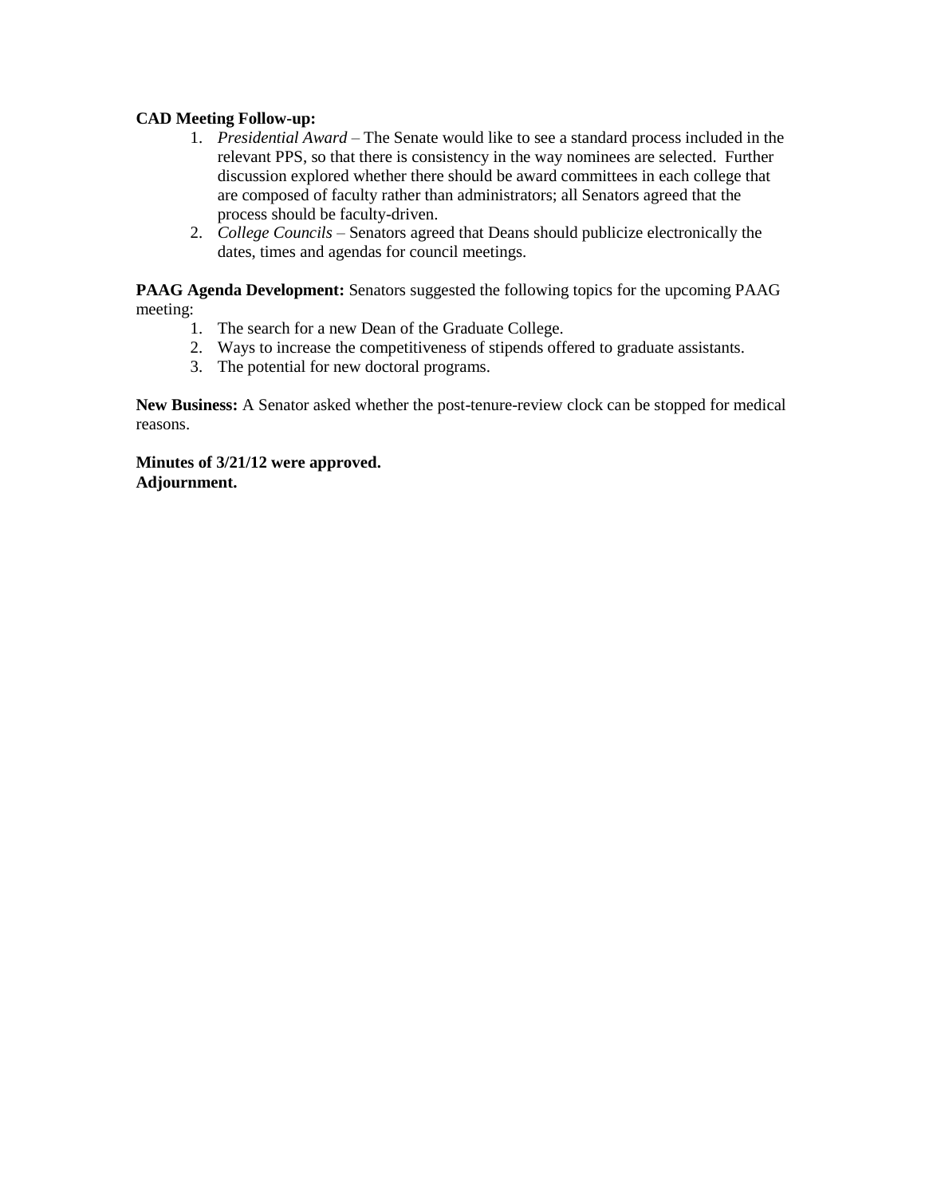**CAD Meeting Follow-up:**

1. *Presidential Award* – The Senate would like to see a standard process included in the relevant PPS, so that there is consistency in the way nominees are selected. Further discussion explored whether there should be award committees in each college that are composed of faculty rather than administrators; all Senators agreed that the process should be faculty-driven.
2. *College Councils* – Senators agreed that Deans should publicize electronically the dates, times and agendas for council meetings.

**PAAG Agenda Development:** Senators suggested the following topics for the upcoming PAAG meeting:

1. The search for a new Dean of the Graduate College.
2. Ways to increase the competitiveness of stipends offered to graduate assistants.
3. The potential for new doctoral programs.

**New Business:** A Senator asked whether the post-tenure-review clock can be stopped for medical reasons.

**Minutes of 3/21/12 were approved.**
**Adjournment.**